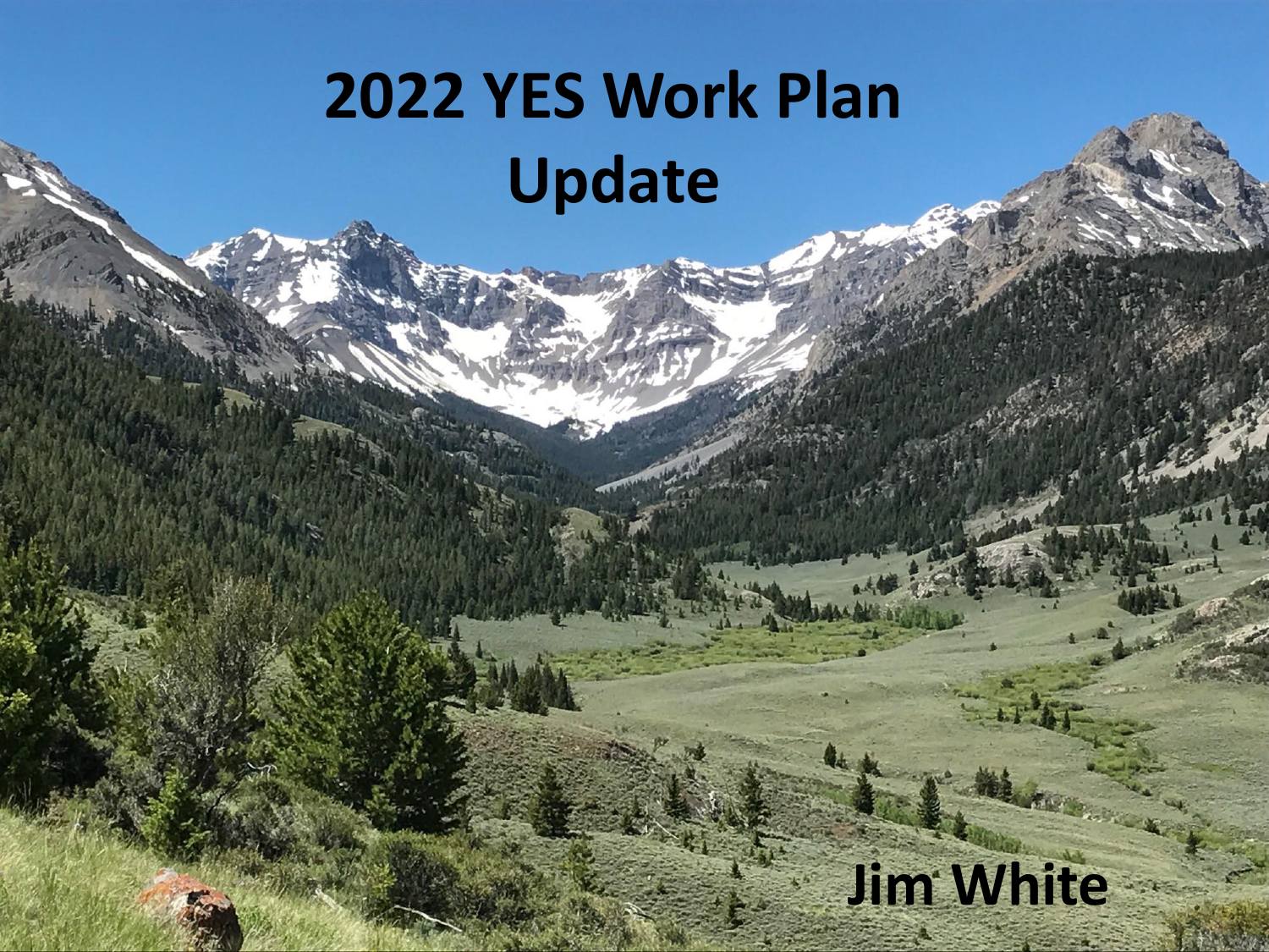# 2022 YES Work Plan Update

**Jim White**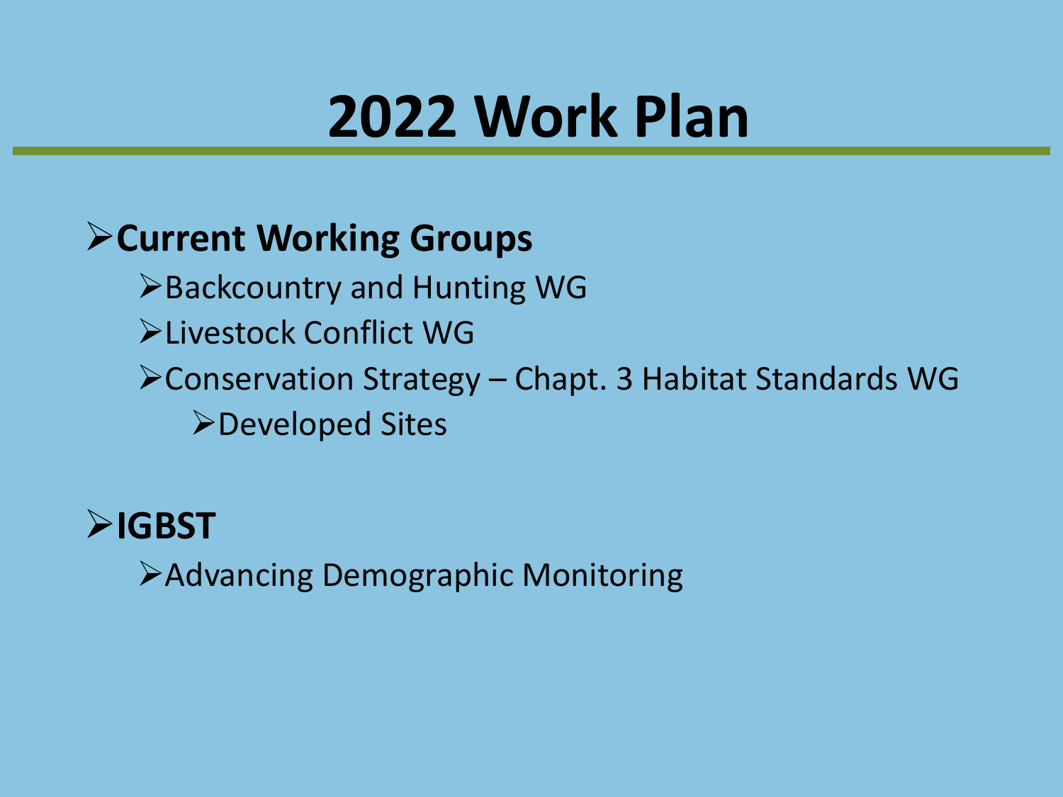# 2022 Work Plan

- **Current Working Groups**
  - Backcountry and Hunting WG
  - Livestock Conflict WG
  - Conservation Strategy – Chapt. 3 Habitat Standards WG
    - Developed Sites
- **IGBST**
  - Advancing Demographic Monitoring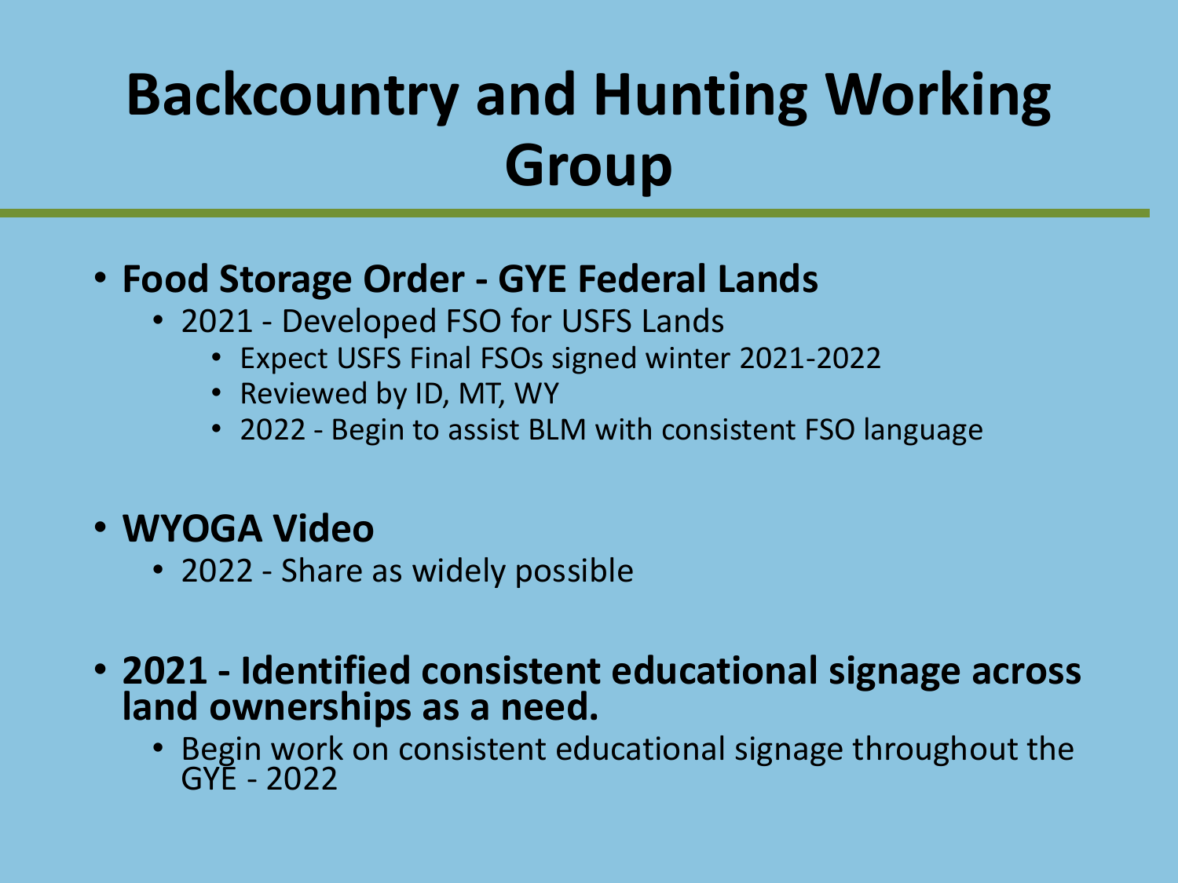# Backcountry and Hunting Working Group

- **Food Storage Order - GYE Federal Lands**
  - 2021 - Developed FSO for USFS Lands
    - Expect USFS Final FSOs signed winter 2021-2022
    - Reviewed by ID, MT, WY
    - 2022 - Begin to assist BLM with consistent FSO language

- **WYOGA Video**
  - 2022 - Share as widely possible

- **2021 - Identified consistent educational signage across land ownerships as a need.**
  - Begin work on consistent educational signage throughout the GYE - 2022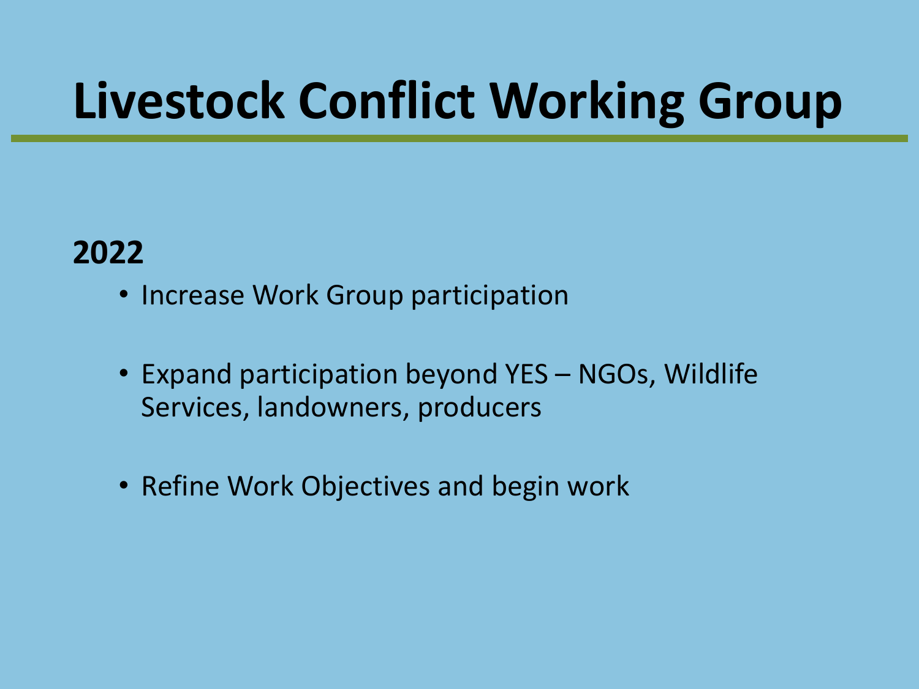# Livestock Conflict Working Group

**2022**

- Increase Work Group participation
- Expand participation beyond YES – NGOs, Wildlife Services, landowners, producers
- Refine Work Objectives and begin work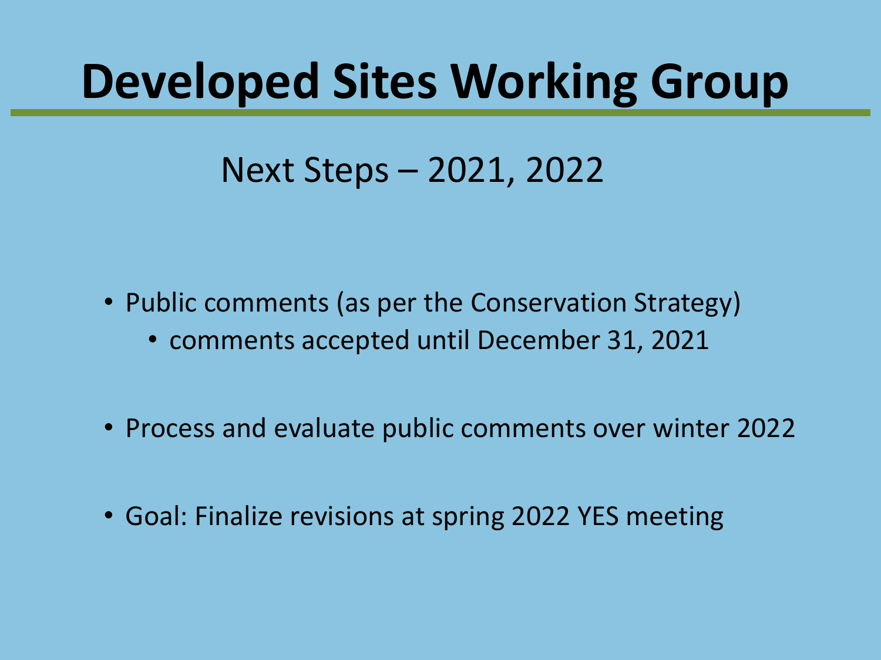# Developed Sites Working Group

## Next Steps – 2021, 2022

- Public comments (as per the Conservation Strategy)
  - comments accepted until December 31, 2021
- Process and evaluate public comments over winter 2022
- Goal: Finalize revisions at spring 2022 YES meeting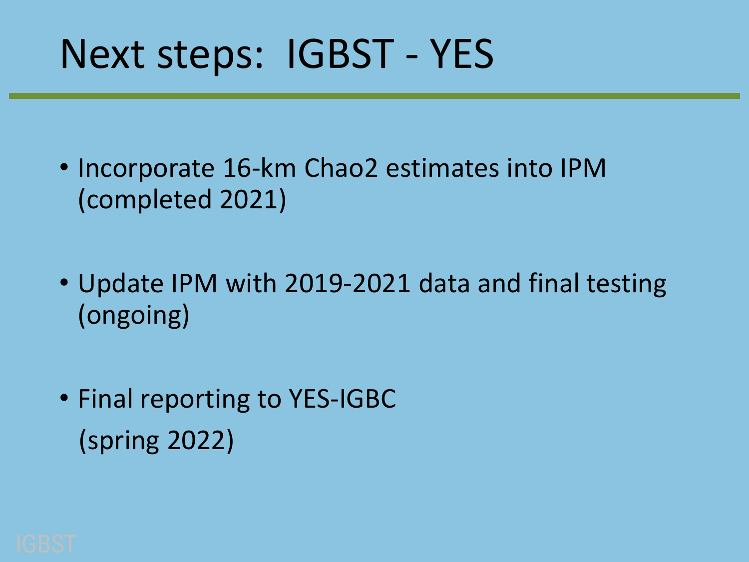# Next steps: IGBST - YES

- Incorporate 16-km Chao2 estimates into IPM (completed 2021)
- Update IPM with 2019-2021 data and final testing (ongoing)
- Final reporting to YES-IGBC (spring 2022)